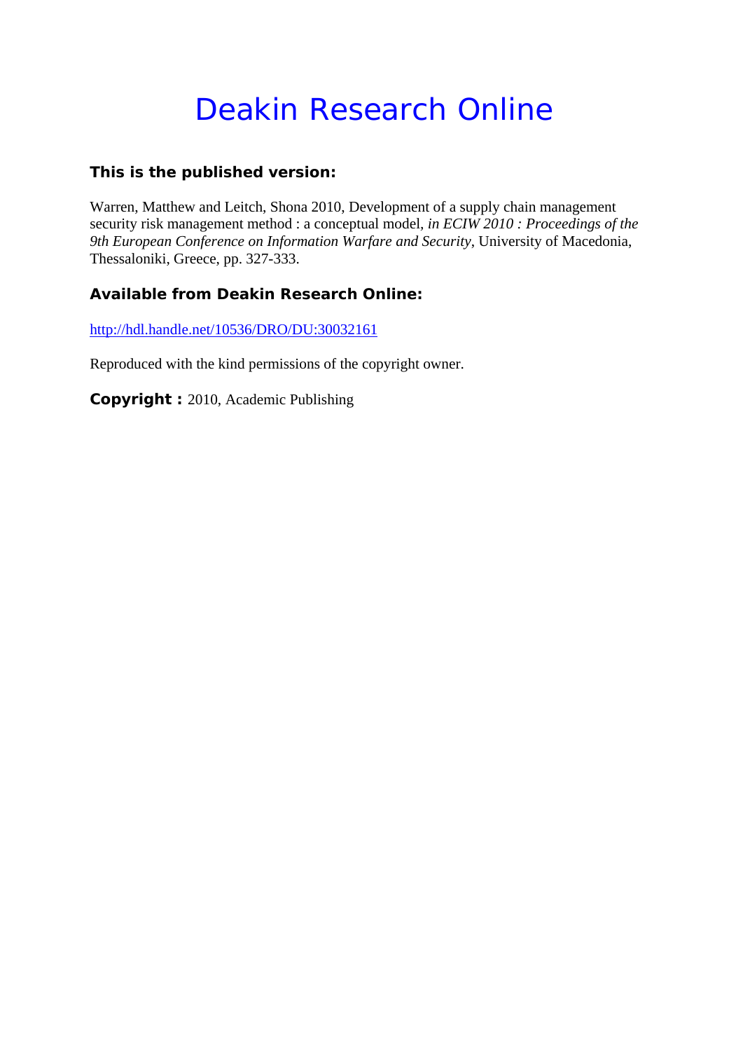# Deakin Research Online

## This is the published version:

Warren, Matthew and Leitch, Shona 2010, Development of a supply chain management security risk management method : a conceptual model*, in ECIW 2010 : Proceedings of the 9th European Conference on Information Warfare and Security*, University of Macedonia, Thessaloniki, Greece, pp. 327-333.

## Available from Deakin Research Online:

http://hdl.handle.net/10536/DRO/DU:30032161

Reproduced with the kind permissions of the copyright owner.

**Copyright :** 2010, Academic Publishing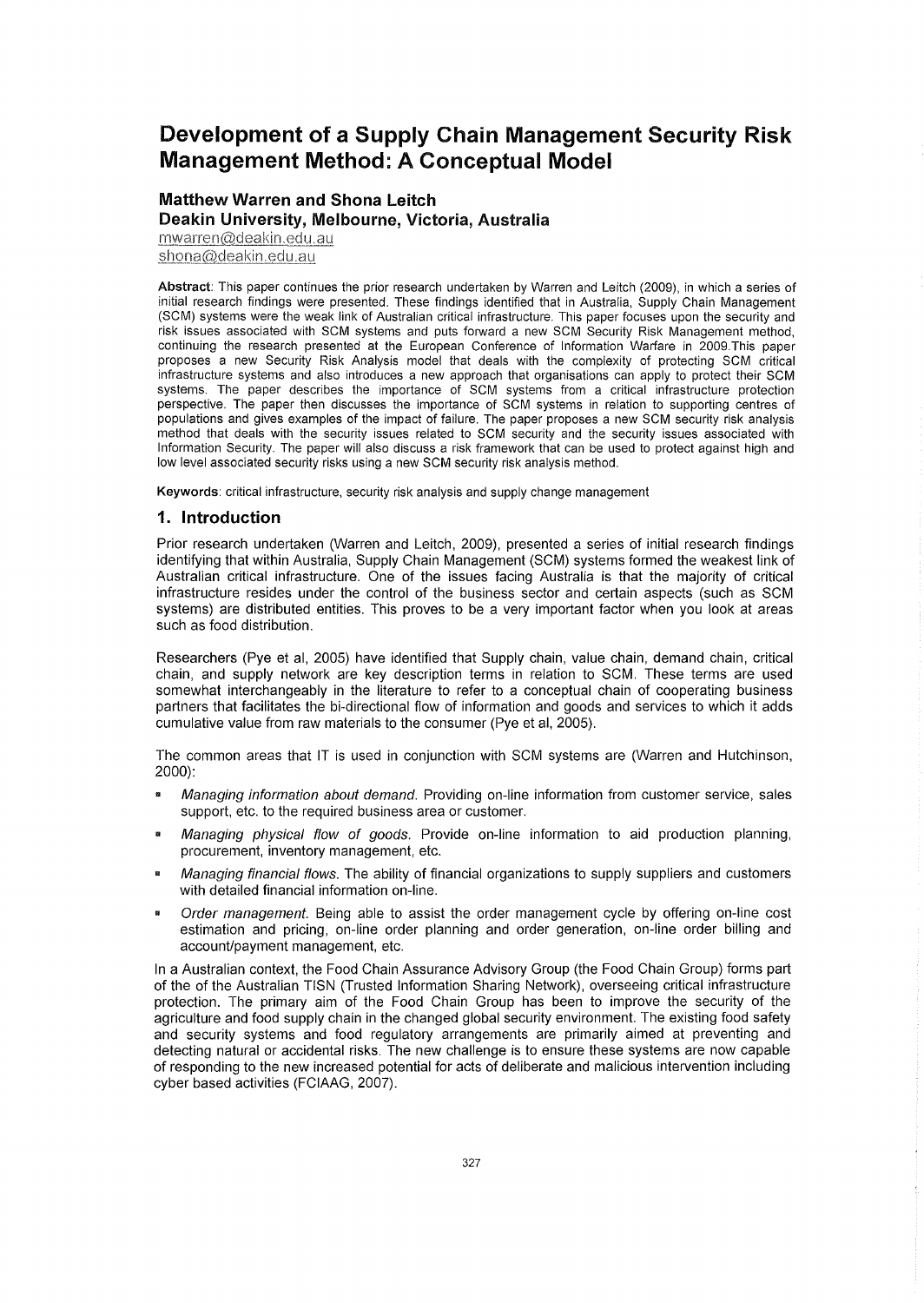# Development of a Supply Chain Management Security Risk Management Method: A Conceptual Model

**Matthew Warren and Shona Leitch**
**Deakin University, Melbourne, Victoria, Australia**
mwarren@deakin.edu.au
shona@deakin.edu.au

**Abstract**: This paper continues the prior research undertaken by Warren and Leitch (2009), in which a series of initial research findings were presented. These findings identified that in Australia, Supply Chain Management (SCM) systems were the weak link of Australian critical infrastructure. This paper focuses upon the security and risk issues associated with SCM systems and puts forward a new SCM Security Risk Management method, continuing the research presented at the European Conference of Information Warfare in 2009.This paper proposes a new Security Risk Analysis model that deals with the complexity of protecting SCM critical infrastructure systems and also introduces a new approach that organisations can apply to protect their SCM systems. The paper describes the importance of SCM systems from a critical infrastructure protection perspective. The paper then discusses the importance of SCM systems in relation to supporting centres of populations and gives examples of the impact of failure. The paper proposes a new SCM security risk analysis method that deals with the security issues related to SCM security and the security issues associated with Information Security. The paper will also discuss a risk framework that can be used to protect against high and low level associated security risks using a new SCM security risk analysis method.

**Keywords**: critical infrastructure, security risk analysis and supply change management

## 1. Introduction

Prior research undertaken (Warren and Leitch, 2009), presented a series of initial research findings identifying that within Australia, Supply Chain Management (SCM) systems formed the weakest link of Australian critical infrastructure. One of the issues facing Australia is that the majority of critical infrastructure resides under the control of the business sector and certain aspects (such as SCM systems) are distributed entities. This proves to be a very important factor when you look at areas such as food distribution.

Researchers (Pye et al, 2005) have identified that Supply chain, value chain, demand chain, critical chain, and supply network are key description terms in relation to SCM. These terms are used somewhat interchangeably in the literature to refer to a conceptual chain of cooperating business partners that facilitates the bi-directional flow of information and goods and services to which it adds cumulative value from raw materials to the consumer (Pye et al, 2005).

The common areas that IT is used in conjunction with SCM systems are (Warren and Hutchinson, 2000):

- *Managing information about demand.* Providing on-line information from customer service, sales support, etc. to the required business area or customer.
- *Managing physical flow of goods.* Provide on-line information to aid production planning, procurement, inventory management, etc.
- *Managing financial flows.* The ability of financial organizations to supply suppliers and customers with detailed financial information on-line.
- *Order management.* Being able to assist the order management cycle by offering on-line cost estimation and pricing, on-line order planning and order generation, on-line order billing and account/payment management, etc.

In a Australian context, the Food Chain Assurance Advisory Group (the Food Chain Group) forms part of the of the Australian TISN (Trusted Information Sharing Network), overseeing critical infrastructure protection. The primary aim of the Food Chain Group has been to improve the security of the agriculture and food supply chain in the changed global security environment. The existing food safety and security systems and food regulatory arrangements are primarily aimed at preventing and detecting natural or accidental risks. The new challenge is to ensure these systems are now capable of responding to the new increased potential for acts of deliberate and malicious intervention including cyber based activities (FCIAAG, 2007).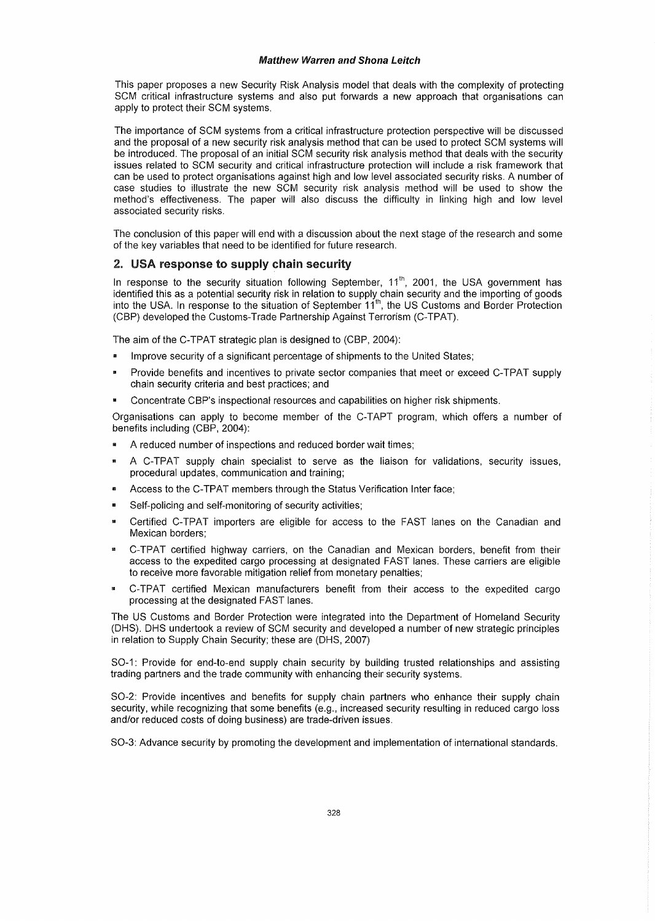This paper proposes a new Security Risk Analysis model that deals with the complexity of protecting SCM critical infrastructure systems and also put forwards a new approach that organisations can apply to protect their SCM systems.

The importance of SCM systems from a critical infrastructure protection perspective will be discussed and the proposal of a new security risk analysis method that can be used to protect SCM systems will be introduced. The proposal of an initial SCM security risk analysis method that deals with the security issues related to SCM security and critical infrastructure protection will include a risk framework that can be used to protect organisations against high and low level associated security risks. A number of case studies to illustrate the new SCM security risk analysis method will be used to show the method's effectiveness. The paper will also discuss the difficulty in linking high and low level associated security risks.

The conclusion of this paper will end with a discussion about the next stage of the research and some of the key variables that need to be identified for future research.

## 2. USA response to supply chain security

In response to the security situation following September, 11th, 2001, the USA government has identified this as a potential security risk in relation to supply chain security and the importing of goods into the USA. In response to the situation of September 11th, the US Customs and Border Protection (CBP) developed the Customs-Trade Partnership Against Terrorism (C-TPAT).

The aim of the C-TPAT strategic plan is designed to (CBP, 2004):

- Improve security of a significant percentage of shipments to the United States;
- Provide benefits and incentives to private sector companies that meet or exceed C-TPAT supply chain security criteria and best practices; and
- Concentrate CBP's inspectional resources and capabilities on higher risk shipments.

Organisations can apply to become member of the C-TAPT program, which offers a number of benefits including (CBP, 2004):

- A reduced number of inspections and reduced border wait times;
- A C-TPAT supply chain specialist to serve as the liaison for validations, security issues, procedural updates, communication and training;
- Access to the C-TPAT members through the Status Verification Inter face;
- Self-policing and self-monitoring of security activities;
- Certified C-TPAT importers are eligible for access to the FAST lanes on the Canadian and Mexican borders;
- C-TPAT certified highway carriers, on the Canadian and Mexican borders, benefit from their access to the expedited cargo processing at designated FAST lanes. These carriers are eligible to receive more favorable mitigation relief from monetary penalties;
- C-TPAT certified Mexican manufacturers benefit from their access to the expedited cargo processing at the designated FAST lanes.

The US Customs and Border Protection were integrated into the Department of Homeland Security (DHS). DHS undertook a review of SCM security and developed a number of new strategic principles in relation to Supply Chain Security; these are (DHS, 2007)

SO-1: Provide for end-to-end supply chain security by building trusted relationships and assisting trading partners and the trade community with enhancing their security systems.

SO-2: Provide incentives and benefits for supply chain partners who enhance their supply chain security, while recognizing that some benefits (e.g., increased security resulting in reduced cargo loss and/or reduced costs of doing business) are trade-driven issues.

SO-3: Advance security by promoting the development and implementation of international standards.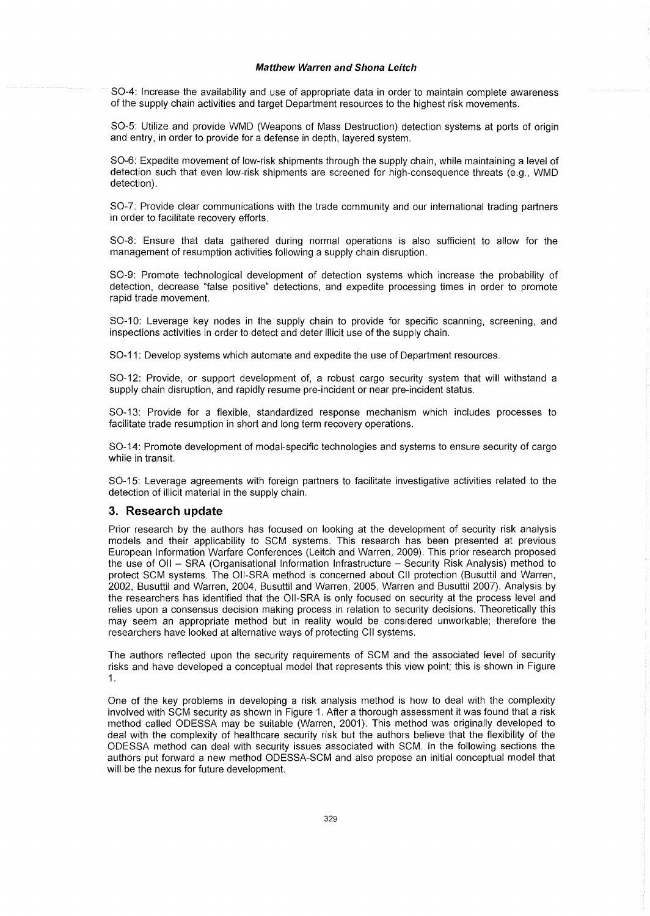SO-4: Increase the availability and use of appropriate data in order to maintain complete awareness of the supply chain activities and target Department resources to the highest risk movements.

SO-5: Utilize and provide WMD (Weapons of Mass Destruction) detection systems at ports of origin and entry, in order to provide for a defense in depth, layered system.

SO-6: Expedite movement of low-risk shipments through the supply chain, while maintaining a level of detection such that even low-risk shipments are screened for high-consequence threats (e.g., WMD detection).

SO-7: Provide clear communications with the trade community and our international trading partners in order to facilitate recovery efforts.

SO-8: Ensure that data gathered during normal operations is also sufficient to allow for the management of resumption activities following a supply chain disruption.

SO-9: Promote technological development of detection systems which increase the probability of detection, decrease "false positive" detections, and expedite processing times in order to promote rapid trade movement.

SO-10: Leverage key nodes in the supply chain to provide for specific scanning, screening, and inspections activities in order to detect and deter illicit use of the supply chain.

SO-11: Develop systems which automate and expedite the use of Department resources.

SO-12: Provide, or support development of, a robust cargo security system that will withstand a supply chain disruption, and rapidly resume pre-incident or near pre-incident status.

SO-13: Provide for a flexible, standardized response mechanism which includes processes to facilitate trade resumption in short and long term recovery operations.

SO-14: Promote development of modal-specific technologies and systems to ensure security of cargo while in transit.

SO-15: Leverage agreements with foreign partners to facilitate investigative activities related to the detection of illicit material in the supply chain.

## 3. Research update

Prior research by the authors has focused on looking at the development of security risk analysis models and their applicability to SCM systems. This research has been presented at previous European Information Warfare Conferences (Leitch and Warren, 2009). This prior research proposed the use of OII – SRA (Organisational Information Infrastructure – Security Risk Analysis) method to protect SCM systems. The OII-SRA method is concerned about CII protection (Busuttil and Warren, 2002, Busuttil and Warren, 2004, Busuttil and Warren, 2005, Warren and Busuttil 2007). Analysis by the researchers has identified that the OII-SRA is only focused on security at the process level and relies upon a consensus decision making process in relation to security decisions. Theoretically this may seem an appropriate method but in reality would be considered unworkable; therefore the researchers have looked at alternative ways of protecting CII systems.

The authors reflected upon the security requirements of SCM and the associated level of security risks and have developed a conceptual model that represents this view point; this is shown in Figure 1.

One of the key problems in developing a risk analysis method is how to deal with the complexity involved with SCM security as shown in Figure 1. After a thorough assessment it was found that a risk method called ODESSA may be suitable (Warren, 2001). This method was originally developed to deal with the complexity of healthcare security risk but the authors believe that the flexibility of the ODESSA method can deal with security issues associated with SCM. In the following sections the authors put forward a new method ODESSA-SCM and also propose an initial conceptual model that will be the nexus for future development.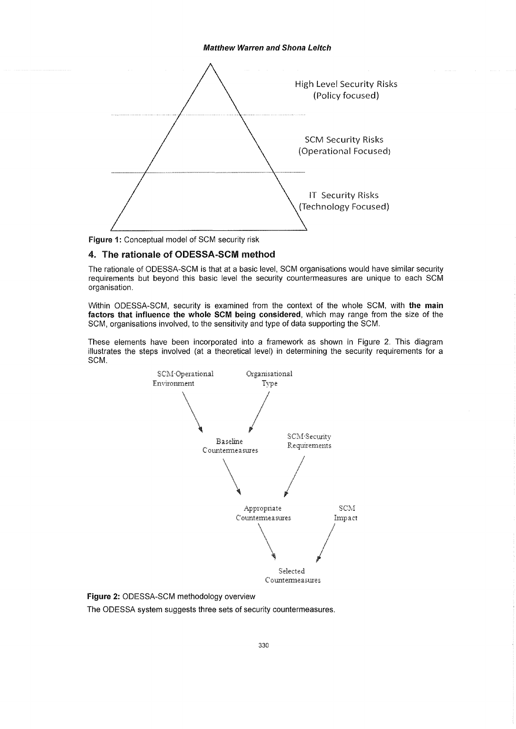High Level Security Risks
(Policy focused)

SCM Security Risks
(Operational Focused)

IT Security Risks
(Technology Focused)

**Figure 1:** Conceptual model of SCM security risk

## 4. The rationale of ODESSA-SCM method

The rationale of ODESSA-SCM is that at a basic level, SCM organisations would have similar security requirements but beyond this basic level the security countermeasures are unique to each SCM organisation.

Within ODESSA-SCM, security is examined from the context of the whole SCM, with **the main factors that influence the whole SCM being considered**, which may range from the size of the SCM, organisations involved, to the sensitivity and type of data supporting the SCM.

These elements have been incorporated into a framework as shown in Figure 2. This diagram illustrates the steps involved (at a theoretical level) in determining the security requirements for a SCM.

SCM Operational Environment

Organisational Type

Baseline Countermeasures

SCM Security Requirements

Appropriate Countermeasures

SCM Impact

Selected Countermeasures

**Figure 2:** ODESSA-SCM methodology overview

The ODESSA system suggests three sets of security countermeasures.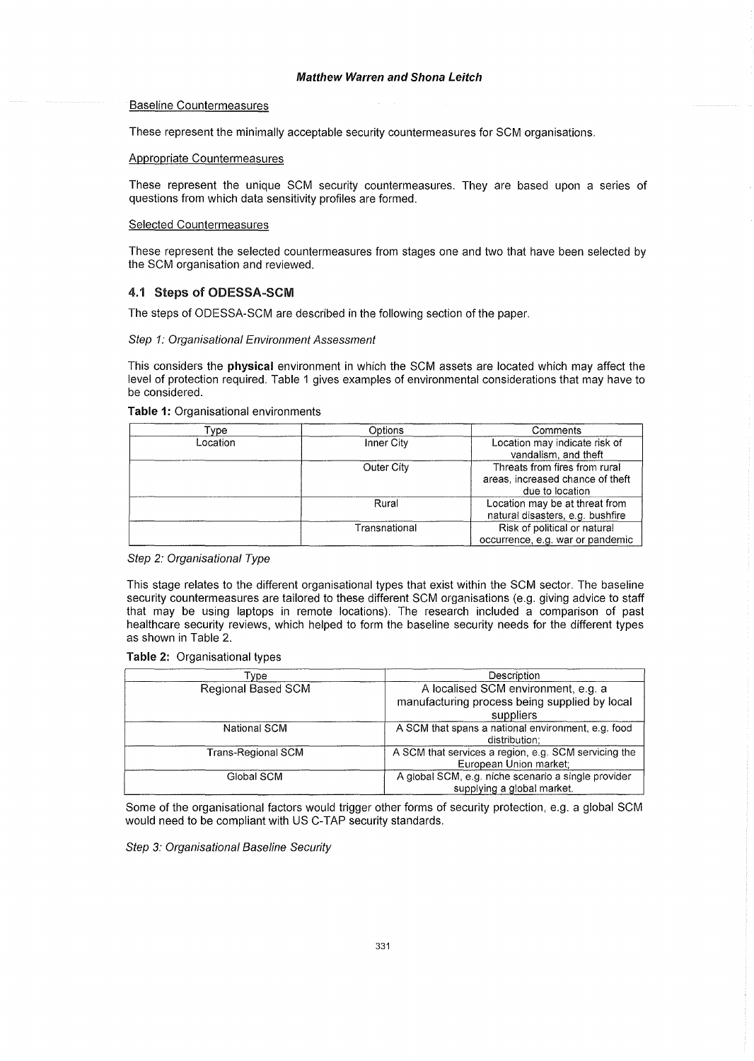Baseline Countermeasures

These represent the minimally acceptable security countermeasures for SCM organisations.

Appropriate Countermeasures

These represent the unique SCM security countermeasures. They are based upon a series of questions from which data sensitivity profiles are formed.

Selected Countermeasures

These represent the selected countermeasures from stages one and two that have been selected by the SCM organisation and reviewed.

## 4.1 Steps of ODESSA-SCM

The steps of ODESSA-SCM are described in the following section of the paper.

*Step 1: Organisational Environment Assessment*

This considers the **physical** environment in which the SCM assets are located which may affect the level of protection required. Table 1 gives examples of environmental considerations that may have to be considered.

**Table 1:** Organisational environments

| Type | Options | Comments |
|---|---|---|
| Location | Inner City | Location may indicate risk of vandalism, and theft |
| | Outer City | Threats from fires from rural areas, increased chance of theft due to location |
| | Rural | Location may be at threat from natural disasters, e.g. bushfire |
| | Transnational | Risk of political or natural occurrence, e.g. war or pandemic |

*Step 2: Organisational Type*

This stage relates to the different organisational types that exist within the SCM sector. The baseline security countermeasures are tailored to these different SCM organisations (e.g. giving advice to staff that may be using laptops in remote locations). The research included a comparison of past healthcare security reviews, which helped to form the baseline security needs for the different types as shown in Table 2.

**Table 2:** Organisational types

| Type | Description |
|---|---|
| Regional Based SCM | A localised SCM environment, e.g. a manufacturing process being supplied by local suppliers |
| National SCM | A SCM that spans a national environment, e.g. food distribution; |
| Trans-Regional SCM | A SCM that services a region, e.g. SCM servicing the European Union market; |
| Global SCM | A global SCM, e.g. niche scenario a single provider supplying a global market. |

Some of the organisational factors would trigger other forms of security protection, e.g. a global SCM would need to be compliant with US C-TAP security standards.

*Step 3: Organisational Baseline Security*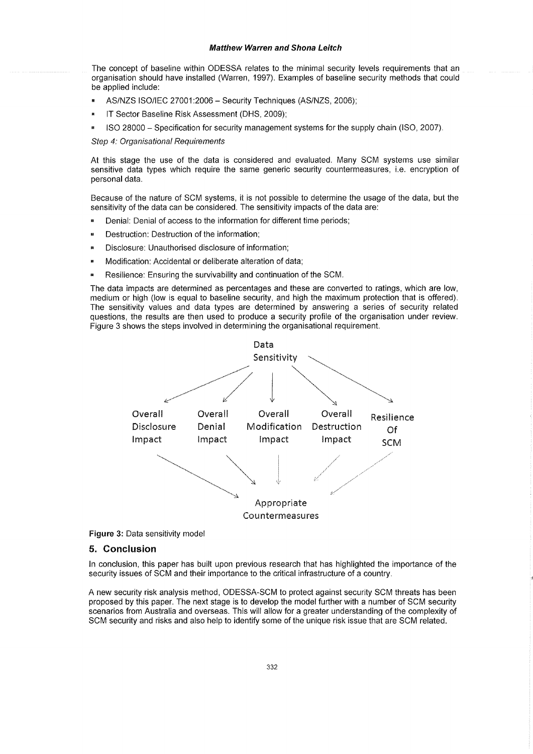The concept of baseline within ODESSA relates to the minimal security levels requirements that an organisation should have installed (Warren, 1997). Examples of baseline security methods that could be applied include:

- AS/NZS ISO/IEC 27001:2006 – Security Techniques (AS/NZS, 2006);
- IT Sector Baseline Risk Assessment (DHS, 2009);
- ISO 28000 – Specification for security management systems for the supply chain (ISO, 2007).

*Step 4: Organisational Requirements*

At this stage the use of the data is considered and evaluated. Many SCM systems use similar sensitive data types which require the same generic security countermeasures, i.e. encryption of personal data.

Because of the nature of SCM systems, it is not possible to determine the usage of the data, but the sensitivity of the data can be considered. The sensitivity impacts of the data are:

- Denial: Denial of access to the information for different time periods;
- Destruction: Destruction of the information;
- Disclosure: Unauthorised disclosure of information;
- Modification: Accidental or deliberate alteration of data;
- Resilience: Ensuring the survivability and continuation of the SCM.

The data impacts are determined as percentages and these are converted to ratings, which are low, medium or high (low is equal to baseline security, and high the maximum protection that is offered). The sensitivity values and data types are determined by answering a series of security related questions, the results are then used to produce a security profile of the organisation under review. Figure 3 shows the steps involved in determining the organisational requirement.

Data Sensitivity

Overall Disclosure Impact

Overall Denial Impact

Overall Modification Impact

Overall Destruction Impact

Resilience Of SCM

Appropriate Countermeasures

**Figure 3:** Data sensitivity model

## 5. Conclusion

In conclusion, this paper has built upon previous research that has highlighted the importance of the security issues of SCM and their importance to the critical infrastructure of a country.

A new security risk analysis method, ODESSA-SCM to protect against security SCM threats has been proposed by this paper. The next stage is to develop the model further with a number of SCM security scenarios from Australia and overseas. This will allow for a greater understanding of the complexity of SCM security and risks and also help to identify some of the unique risk issue that are SCM related.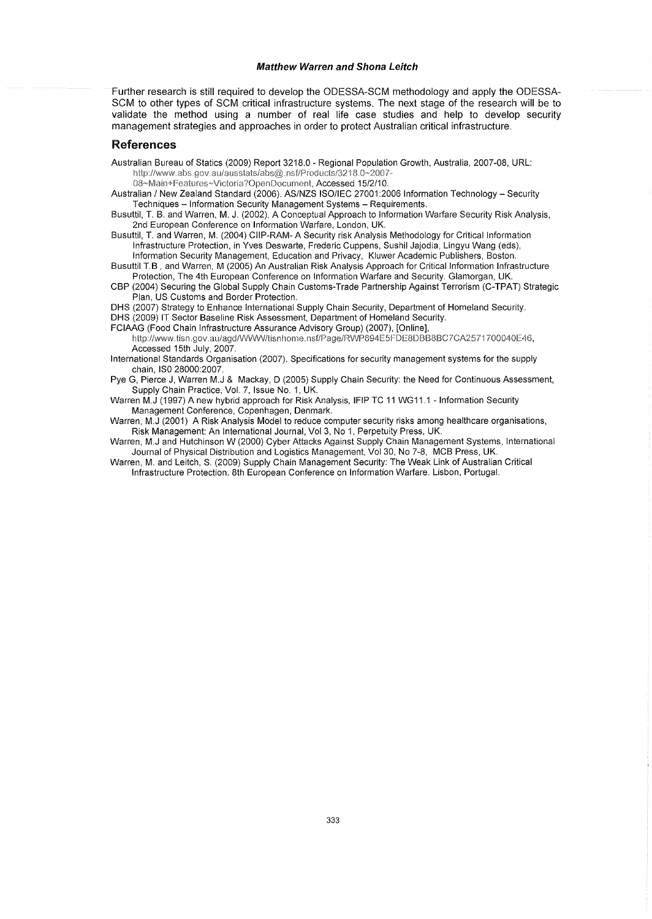Further research is still required to develop the ODESSA-SCM methodology and apply the ODESSA-SCM to other types of SCM critical infrastructure systems. The next stage of the research will be to validate the method using a number of real life case studies and help to develop security management strategies and approaches in order to protect Australian critical infrastructure.

## References

Australian Bureau of Statics (2009) Report 3218.0 - Regional Population Growth, Australia, 2007-08, URL: http://www.abs.gov.au/ausstats/abs@.nsf/Products/3218.0~2007-08~Main+Features~Victoria?OpenDocument, Accessed 15/2/10.

Australian / New Zealand Standard (2006). AS/NZS ISO/IEC 27001:2006 Information Technology – Security Techniques – Information Security Management Systems – Requirements.

Busuttil, T. B. and Warren, M. J. (2002). A Conceptual Approach to Information Warfare Security Risk Analysis, 2nd European Conference on Information Warfare, London, UK.

Busuttil, T. and Warren, M. (2004) CIIP-RAM- A Security risk Analysis Methodology for Critical Information Infrastructure Protection, in Yves Deswarte, Frederic Cuppens, Sushil Jajodia, Lingyu Wang (eds), Information Security Management, Education and Privacy, Kluwer Academic Publishers, Boston.

Busuttil T.B , and Warren, M (2005) An Australian Risk Analysis Approach for Critical Information Infrastructure Protection, The 4th European Conference on Information Warfare and Security. Glamorgan, UK.

CBP (2004) Securing the Global Supply Chain Customs-Trade Partnership Against Terrorism (C-TPAT) Strategic Plan, US Customs and Border Protection.

DHS (2007) Strategy to Enhance International Supply Chain Security, Department of Homeland Security.

DHS (2009) IT Sector Baseline Risk Assessment, Department of Homeland Security.

FCIAAG (Food Chain Infrastructure Assurance Advisory Group) (2007), [Online], http://www.tisn.gov.au/agd/WWW/tisnhome.nsf/Page/RWP694E5FDE8DBB8BC7CA2571700040E46, Accessed 15th July, 2007.

International Standards Organisation (2007). Specifications for security management systems for the supply chain, IS0 28000:2007.

Pye G, Pierce J, Warren M.J & Mackay, D (2005) Supply Chain Security: the Need for Continuous Assessment, Supply Chain Practice, Vol. 7, Issue No. 1, UK.

Warren M.J (1997) A new hybrid approach for Risk Analysis, IFIP TC 11 WG11.1 - Information Security Management Conference, Copenhagen, Denmark.

Warren, M.J (2001) A Risk Analysis Model to reduce computer security risks among healthcare organisations, Risk Management: An International Journal, Vol 3, No 1, Perpetuity Press, UK.

Warren, M.J and Hutchinson W (2000) Cyber Attacks Against Supply Chain Management Systems, International Journal of Physical Distribution and Logistics Management, Vol 30, No 7-8, MCB Press, UK.

Warren, M. and Leitch, S. (2009) Supply Chain Management Security: The Weak Link of Australian Critical Infrastructure Protection. 8th European Conference on Information Warfare. Lisbon, Portugal.